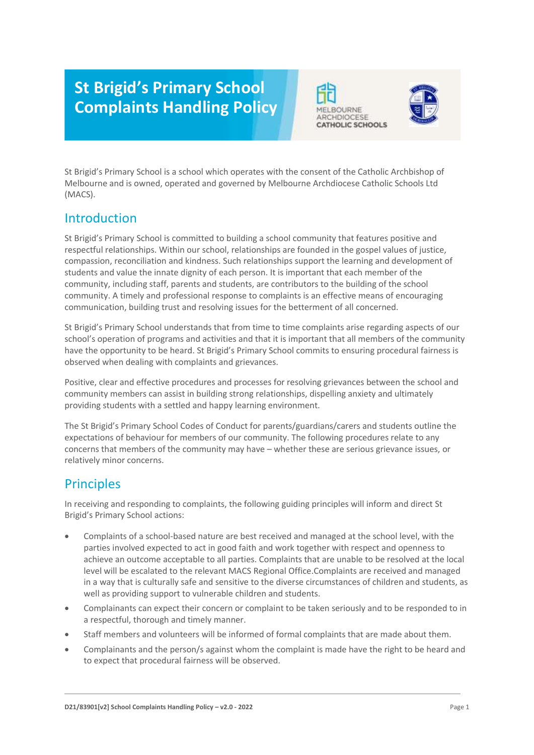# St Brigid's Primary School Complaints Handling Policy

St Brigid's Primary School is a school which operates with the consent of the Catholic Archbishop of Melbourne and is owned, operated and governed by Melbourne Archdiocese Catholic Schools Ltd (MACS).

## Introduction

St Brigid's Primary School is committed to building a school community that features positive and respectful relationships. Within our school, relationships are founded in the gospel values of justice, compassion, reconciliation and kindness. Such relationships support the learning and development of students and value the innate dignity of each person. It is important that each member of the community, including staff, parents and students, are contributors to the building of the school community. A timely and professional response to complaints is an effective means of encouraging communication, building trust and resolving issues for the betterment of all concerned.

St Brigid's Primary School understands that from time to time complaints arise regarding aspects of our school's operation of programs and activities and that it is important that all members of the community have the opportunity to be heard. St Brigid's Primary School commits to ensuring procedural fairness is observed when dealing with complaints and grievances.

Positive, clear and effective procedures and processes for resolving grievances between the school and community members can assist in building strong relationships, dispelling anxiety and ultimately providing students with a settled and happy learning environment.

The St Brigid's Primary School Codes of Conduct for parents/guardians/carers and students outline the expectations of behaviour for members of our community. The following procedures relate to any concerns that members of the community may have – whether these are serious grievance issues, or relatively minor concerns.

## Principles

In receiving and responding to complaints, the following guiding principles will inform and direct St Brigid's Primary School actions:

- Complaints of a school-based nature are best received and managed at the school level, with the parties involved expected to act in good faith and work together with respect and openness to achieve an outcome acceptable to all parties. Complaints that are unable to be resolved at the local level will be escalated to the relevant MACS Regional Office.Complaints are received and managed in a way that is culturally safe and sensitive to the diverse circumstances of children and students, as well as providing support to vulnerable children and students.
- Complainants can expect their concern or complaint to be taken seriously and to be responded to in a respectful, thorough and timely manner.
- Staff members and volunteers will be informed of formal complaints that are made about them.
- Complainants and the person/s against whom the complaint is made have the right to be heard and to expect that procedural fairness will be observed.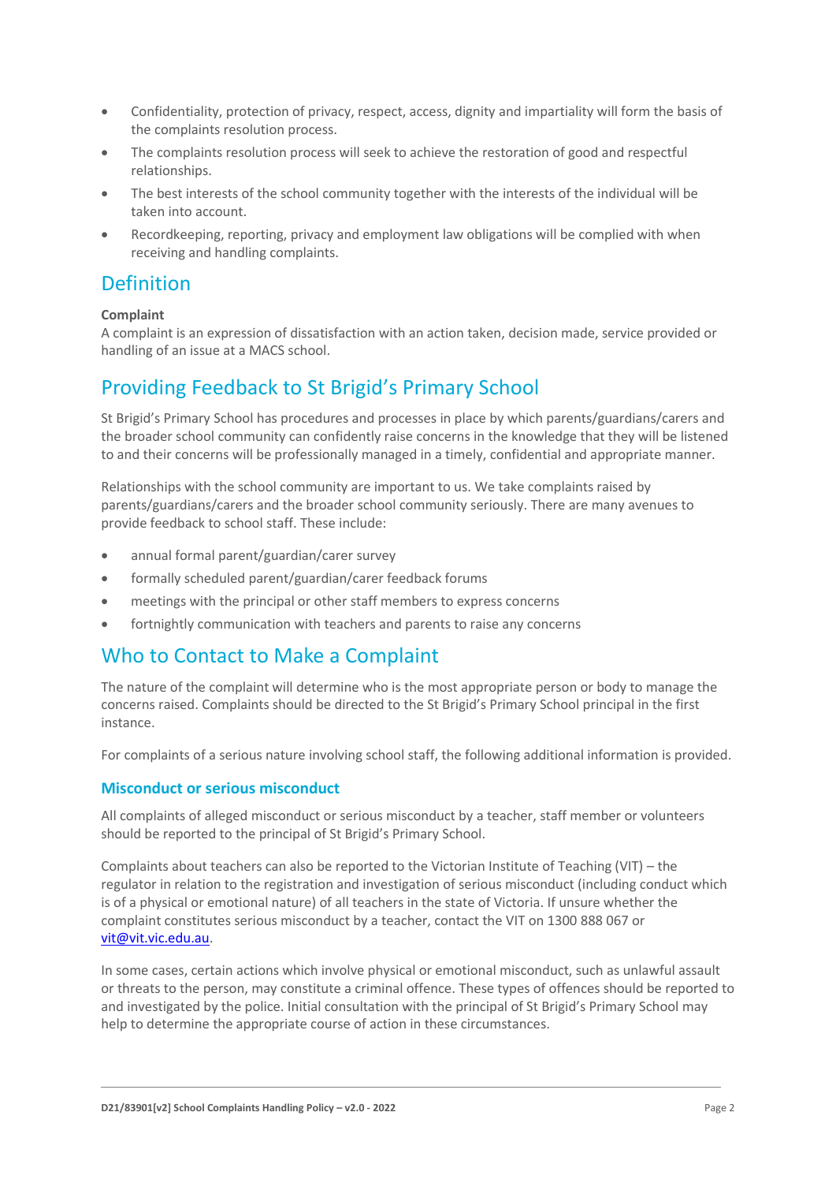- Confidentiality, protection of privacy, respect, access, dignity and impartiality will form the basis of the complaints resolution process.
- The complaints resolution process will seek to achieve the restoration of good and respectful relationships.
- The best interests of the school community together with the interests of the individual will be taken into account.
- Recordkeeping, reporting, privacy and employment law obligations will be complied with when receiving and handling complaints.

## Definition

**Complaint**
A complaint is an expression of dissatisfaction with an action taken, decision made, service provided or handling of an issue at a MACS school.

## Providing Feedback to St Brigid's Primary School

St Brigid's Primary School has procedures and processes in place by which parents/guardians/carers and the broader school community can confidently raise concerns in the knowledge that they will be listened to and their concerns will be professionally managed in a timely, confidential and appropriate manner.

Relationships with the school community are important to us. We take complaints raised by parents/guardians/carers and the broader school community seriously. There are many avenues to provide feedback to school staff. These include:

- annual formal parent/guardian/carer survey
- formally scheduled parent/guardian/carer feedback forums
- meetings with the principal or other staff members to express concerns
- fortnightly communication with teachers and parents to raise any concerns

## Who to Contact to Make a Complaint

The nature of the complaint will determine who is the most appropriate person or body to manage the concerns raised. Complaints should be directed to the St Brigid's Primary School principal in the first instance.

For complaints of a serious nature involving school staff, the following additional information is provided.

### Misconduct or serious misconduct

All complaints of alleged misconduct or serious misconduct by a teacher, staff member or volunteers should be reported to the principal of St Brigid's Primary School.

Complaints about teachers can also be reported to the Victorian Institute of Teaching (VIT) – the regulator in relation to the registration and investigation of serious misconduct (including conduct which is of a physical or emotional nature) of all teachers in the state of Victoria. If unsure whether the complaint constitutes serious misconduct by a teacher, contact the VIT on 1300 888 067 or vit@vit.vic.edu.au.

In some cases, certain actions which involve physical or emotional misconduct, such as unlawful assault or threats to the person, may constitute a criminal offence. These types of offences should be reported to and investigated by the police. Initial consultation with the principal of St Brigid's Primary School may help to determine the appropriate course of action in these circumstances.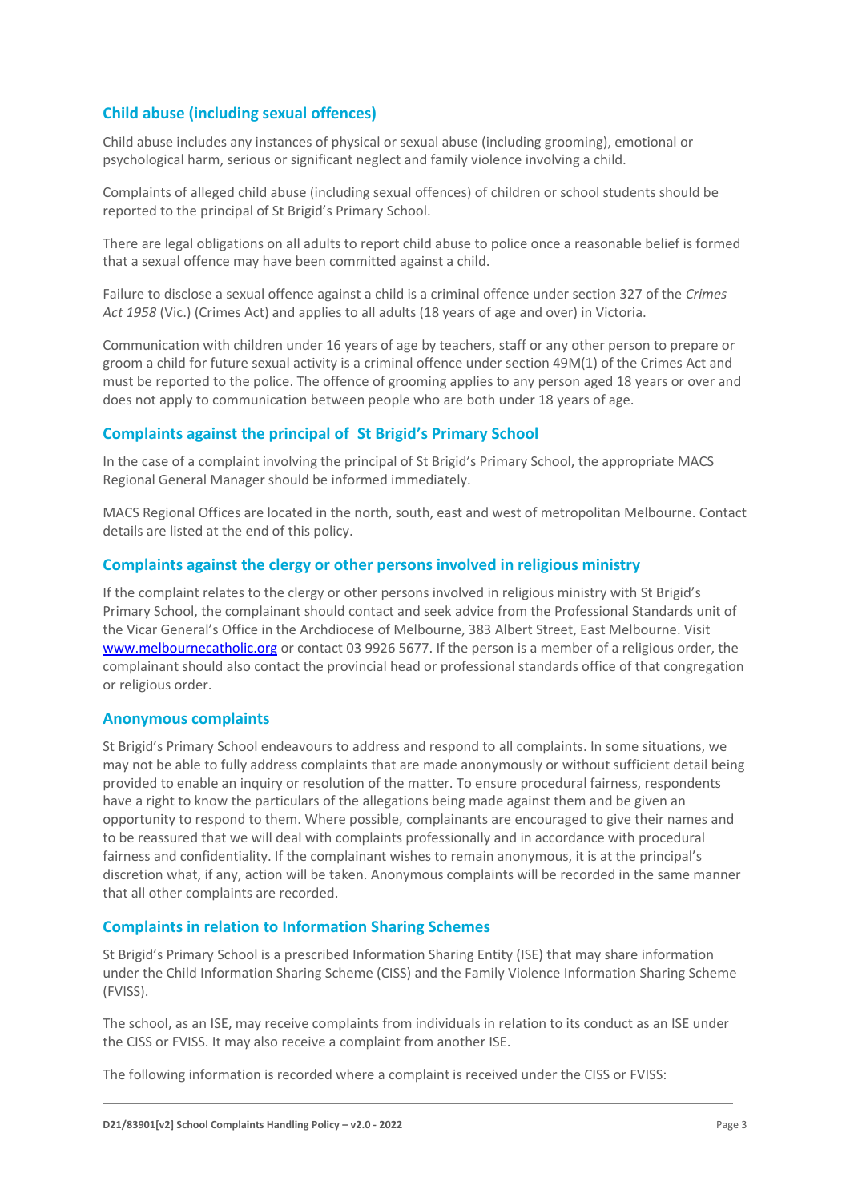## Child abuse (including sexual offences)

Child abuse includes any instances of physical or sexual abuse (including grooming), emotional or psychological harm, serious or significant neglect and family violence involving a child.

Complaints of alleged child abuse (including sexual offences) of children or school students should be reported to the principal of St Brigid's Primary School.

There are legal obligations on all adults to report child abuse to police once a reasonable belief is formed that a sexual offence may have been committed against a child.

Failure to disclose a sexual offence against a child is a criminal offence under section 327 of the *Crimes Act 1958* (Vic.) (Crimes Act) and applies to all adults (18 years of age and over) in Victoria.

Communication with children under 16 years of age by teachers, staff or any other person to prepare or groom a child for future sexual activity is a criminal offence under section 49M(1) of the Crimes Act and must be reported to the police. The offence of grooming applies to any person aged 18 years or over and does not apply to communication between people who are both under 18 years of age.

## Complaints against the principal of St Brigid's Primary School

In the case of a complaint involving the principal of St Brigid's Primary School, the appropriate MACS Regional General Manager should be informed immediately.

MACS Regional Offices are located in the north, south, east and west of metropolitan Melbourne. Contact details are listed at the end of this policy.

## Complaints against the clergy or other persons involved in religious ministry

If the complaint relates to the clergy or other persons involved in religious ministry with St Brigid's Primary School, the complainant should contact and seek advice from the Professional Standards unit of the Vicar General's Office in the Archdiocese of Melbourne, 383 Albert Street, East Melbourne. Visit [www.melbournecatholic.org](http://www.melbournecatholic.org) or contact 03 9926 5677. If the person is a member of a religious order, the complainant should also contact the provincial head or professional standards office of that congregation or religious order.

## Anonymous complaints

St Brigid's Primary School endeavours to address and respond to all complaints. In some situations, we may not be able to fully address complaints that are made anonymously or without sufficient detail being provided to enable an inquiry or resolution of the matter. To ensure procedural fairness, respondents have a right to know the particulars of the allegations being made against them and be given an opportunity to respond to them. Where possible, complainants are encouraged to give their names and to be reassured that we will deal with complaints professionally and in accordance with procedural fairness and confidentiality. If the complainant wishes to remain anonymous, it is at the principal's discretion what, if any, action will be taken. Anonymous complaints will be recorded in the same manner that all other complaints are recorded.

## Complaints in relation to Information Sharing Schemes

St Brigid's Primary School is a prescribed Information Sharing Entity (ISE) that may share information under the Child Information Sharing Scheme (CISS) and the Family Violence Information Sharing Scheme (FVISS).

The school, as an ISE, may receive complaints from individuals in relation to its conduct as an ISE under the CISS or FVISS. It may also receive a complaint from another ISE.

The following information is recorded where a complaint is received under the CISS or FVISS: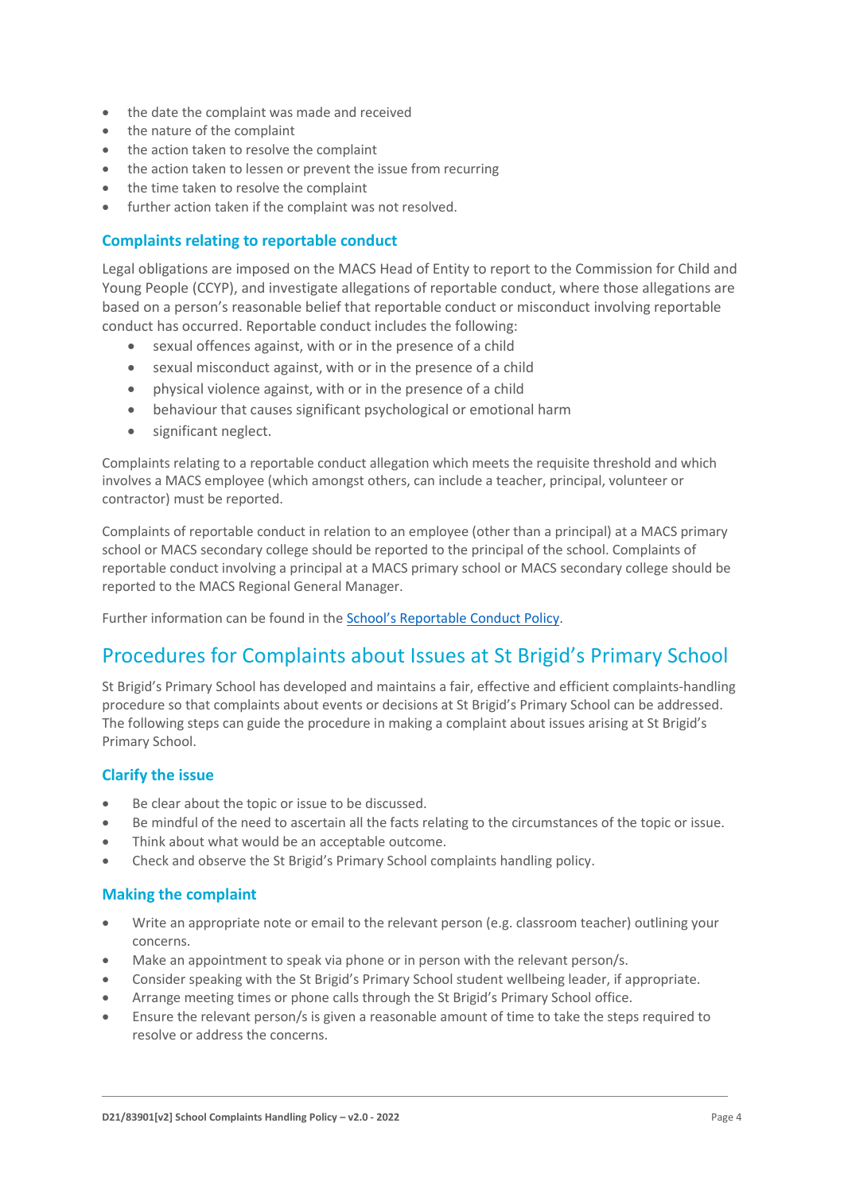- the date the complaint was made and received
- the nature of the complaint
- the action taken to resolve the complaint
- the action taken to lessen or prevent the issue from recurring
- the time taken to resolve the complaint
- further action taken if the complaint was not resolved.

### Complaints relating to reportable conduct

Legal obligations are imposed on the MACS Head of Entity to report to the Commission for Child and Young People (CCYP), and investigate allegations of reportable conduct, where those allegations are based on a person's reasonable belief that reportable conduct or misconduct involving reportable conduct has occurred. Reportable conduct includes the following:

- sexual offences against, with or in the presence of a child
- sexual misconduct against, with or in the presence of a child
- physical violence against, with or in the presence of a child
- behaviour that causes significant psychological or emotional harm
- significant neglect.

Complaints relating to a reportable conduct allegation which meets the requisite threshold and which involves a MACS employee (which amongst others, can include a teacher, principal, volunteer or contractor) must be reported.

Complaints of reportable conduct in relation to an employee (other than a principal) at a MACS primary school or MACS secondary college should be reported to the principal of the school. Complaints of reportable conduct involving a principal at a MACS primary school or MACS secondary college should be reported to the MACS Regional General Manager.

Further information can be found in the School's Reportable Conduct Policy.

## Procedures for Complaints about Issues at St Brigid's Primary School

St Brigid's Primary School has developed and maintains a fair, effective and efficient complaints-handling procedure so that complaints about events or decisions at St Brigid's Primary School can be addressed. The following steps can guide the procedure in making a complaint about issues arising at St Brigid's Primary School.

### Clarify the issue

- Be clear about the topic or issue to be discussed.
- Be mindful of the need to ascertain all the facts relating to the circumstances of the topic or issue.
- Think about what would be an acceptable outcome.
- Check and observe the St Brigid's Primary School complaints handling policy.

### Making the complaint

- Write an appropriate note or email to the relevant person (e.g. classroom teacher) outlining your concerns.
- Make an appointment to speak via phone or in person with the relevant person/s.
- Consider speaking with the St Brigid's Primary School student wellbeing leader, if appropriate.
- Arrange meeting times or phone calls through the St Brigid's Primary School office.
- Ensure the relevant person/s is given a reasonable amount of time to take the steps required to resolve or address the concerns.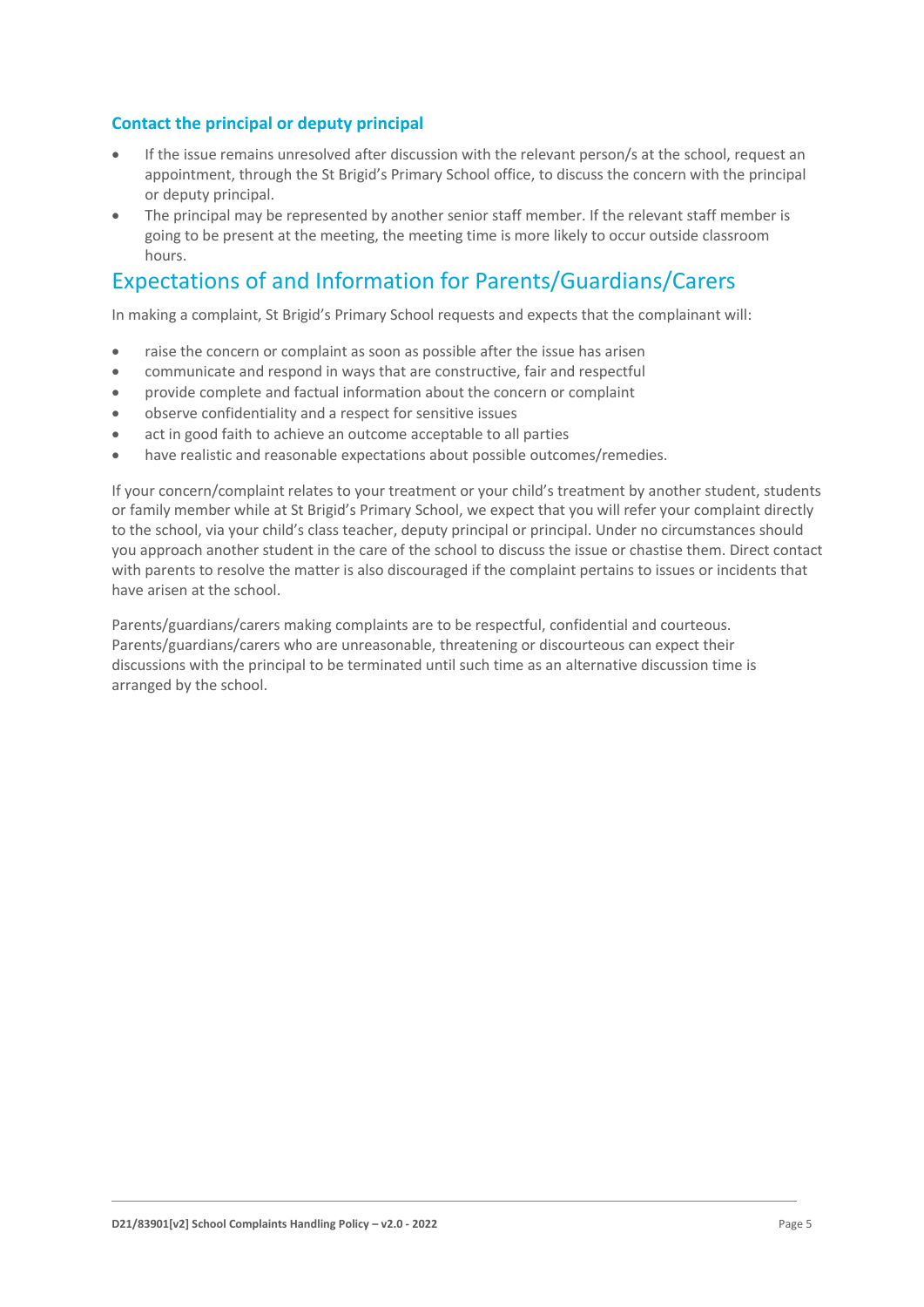### Contact the principal or deputy principal

- If the issue remains unresolved after discussion with the relevant person/s at the school, request an appointment, through the St Brigid's Primary School office, to discuss the concern with the principal or deputy principal.
- The principal may be represented by another senior staff member. If the relevant staff member is going to be present at the meeting, the meeting time is more likely to occur outside classroom hours.

## Expectations of and Information for Parents/Guardians/Carers

In making a complaint, St Brigid's Primary School requests and expects that the complainant will:

- raise the concern or complaint as soon as possible after the issue has arisen
- communicate and respond in ways that are constructive, fair and respectful
- provide complete and factual information about the concern or complaint
- observe confidentiality and a respect for sensitive issues
- act in good faith to achieve an outcome acceptable to all parties
- have realistic and reasonable expectations about possible outcomes/remedies.

If your concern/complaint relates to your treatment or your child's treatment by another student, students or family member while at St Brigid's Primary School, we expect that you will refer your complaint directly to the school, via your child's class teacher, deputy principal or principal. Under no circumstances should you approach another student in the care of the school to discuss the issue or chastise them. Direct contact with parents to resolve the matter is also discouraged if the complaint pertains to issues or incidents that have arisen at the school.

Parents/guardians/carers making complaints are to be respectful, confidential and courteous. Parents/guardians/carers who are unreasonable, threatening or discourteous can expect their discussions with the principal to be terminated until such time as an alternative discussion time is arranged by the school.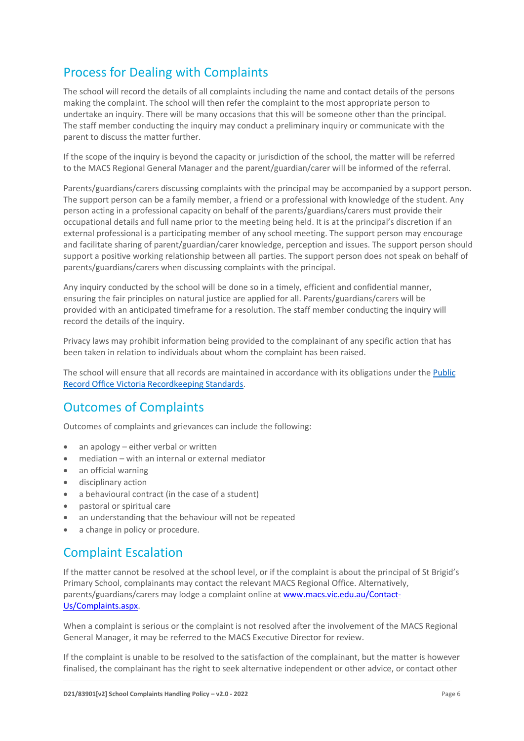## Process for Dealing with Complaints

The school will record the details of all complaints including the name and contact details of the persons making the complaint. The school will then refer the complaint to the most appropriate person to undertake an inquiry. There will be many occasions that this will be someone other than the principal. The staff member conducting the inquiry may conduct a preliminary inquiry or communicate with the parent to discuss the matter further.

If the scope of the inquiry is beyond the capacity or jurisdiction of the school, the matter will be referred to the MACS Regional General Manager and the parent/guardian/carer will be informed of the referral.

Parents/guardians/carers discussing complaints with the principal may be accompanied by a support person. The support person can be a family member, a friend or a professional with knowledge of the student. Any person acting in a professional capacity on behalf of the parents/guardians/carers must provide their occupational details and full name prior to the meeting being held. It is at the principal's discretion if an external professional is a participating member of any school meeting. The support person may encourage and facilitate sharing of parent/guardian/carer knowledge, perception and issues. The support person should support a positive working relationship between all parties. The support person does not speak on behalf of parents/guardians/carers when discussing complaints with the principal.

Any inquiry conducted by the school will be done so in a timely, efficient and confidential manner, ensuring the fair principles on natural justice are applied for all. Parents/guardians/carers will be provided with an anticipated timeframe for a resolution. The staff member conducting the inquiry will record the details of the inquiry.

Privacy laws may prohibit information being provided to the complainant of any specific action that has been taken in relation to individuals about whom the complaint has been raised.

The school will ensure that all records are maintained in accordance with its obligations under the Public Record Office Victoria Recordkeeping Standards.

## Outcomes of Complaints

Outcomes of complaints and grievances can include the following:

- an apology – either verbal or written
- mediation – with an internal or external mediator
- an official warning
- disciplinary action
- a behavioural contract (in the case of a student)
- pastoral or spiritual care
- an understanding that the behaviour will not be repeated
- a change in policy or procedure.

## Complaint Escalation

If the matter cannot be resolved at the school level, or if the complaint is about the principal of St Brigid's Primary School, complainants may contact the relevant MACS Regional Office. Alternatively, parents/guardians/carers may lodge a complaint online at www.macs.vic.edu.au/Contact-Us/Complaints.aspx.

When a complaint is serious or the complaint is not resolved after the involvement of the MACS Regional General Manager, it may be referred to the MACS Executive Director for review.

If the complaint is unable to be resolved to the satisfaction of the complainant, but the matter is however finalised, the complainant has the right to seek alternative independent or other advice, or contact other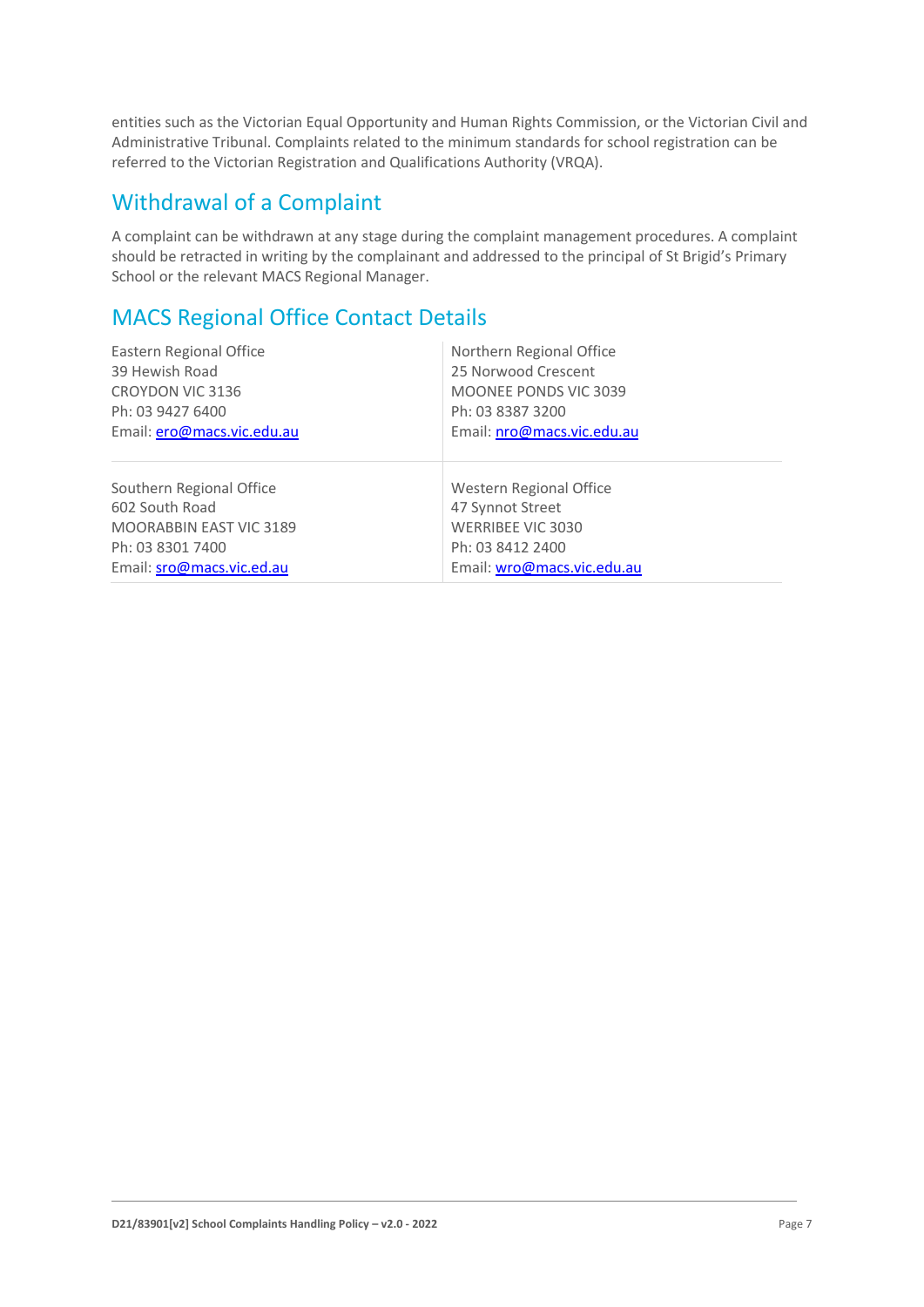entities such as the Victorian Equal Opportunity and Human Rights Commission, or the Victorian Civil and Administrative Tribunal. Complaints related to the minimum standards for school registration can be referred to the Victorian Registration and Qualifications Authority (VRQA).

## Withdrawal of a Complaint

A complaint can be withdrawn at any stage during the complaint management procedures. A complaint should be retracted in writing by the complainant and addressed to the principal of St Brigid's Primary School or the relevant MACS Regional Manager.

## MACS Regional Office Contact Details

| | |
|---|---|
| Eastern Regional Office<br>39 Hewish Road<br>CROYDON VIC 3136<br>Ph: 03 9427 6400<br>Email: ero@macs.vic.edu.au | Northern Regional Office<br>25 Norwood Crescent<br>MOONEE PONDS VIC 3039<br>Ph: 03 8387 3200<br>Email: nro@macs.vic.edu.au |
| Southern Regional Office<br>602 South Road<br>MOORABBIN EAST VIC 3189<br>Ph: 03 8301 7400<br>Email: sro@macs.vic.ed.au | Western Regional Office<br>47 Synnot Street<br>WERRIBEE VIC 3030<br>Ph: 03 8412 2400<br>Email: wro@macs.vic.edu.au |